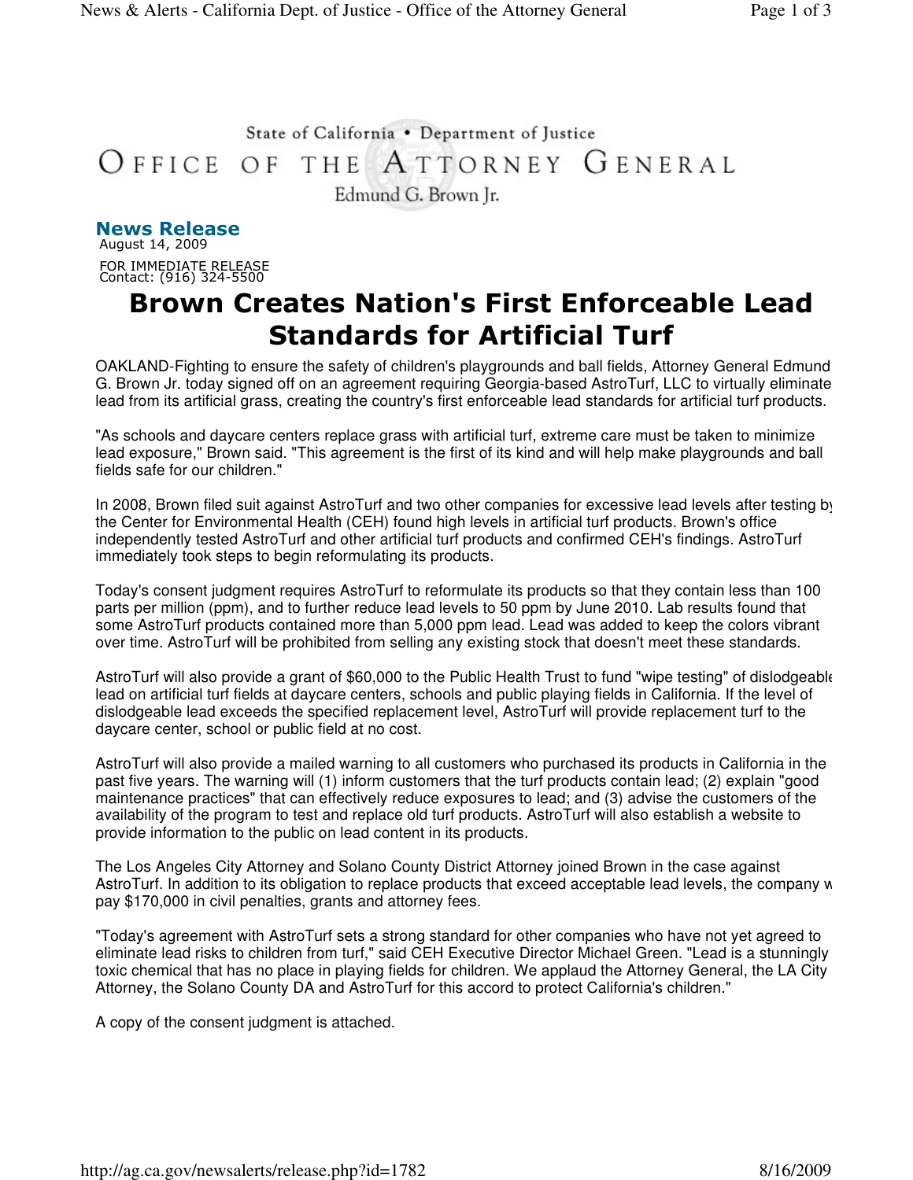State of California • Department of Justice

OFFICE OF THE ATTORNEY GENERAL

Edmund G. Brown Jr.

**News Release**

August 14, 2009

FOR IMMEDIATE RELEASE
Contact: (916) 324-5500

# Brown Creates Nation's First Enforceable Lead Standards for Artificial Turf

OAKLAND-Fighting to ensure the safety of children's playgrounds and ball fields, Attorney General Edmund G. Brown Jr. today signed off on an agreement requiring Georgia-based AstroTurf, LLC to virtually eliminate lead from its artificial grass, creating the country's first enforceable lead standards for artificial turf products.

"As schools and daycare centers replace grass with artificial turf, extreme care must be taken to minimize lead exposure," Brown said. "This agreement is the first of its kind and will help make playgrounds and ball fields safe for our children."

In 2008, Brown filed suit against AstroTurf and two other companies for excessive lead levels after testing by the Center for Environmental Health (CEH) found high levels in artificial turf products. Brown's office independently tested AstroTurf and other artificial turf products and confirmed CEH's findings. AstroTurf immediately took steps to begin reformulating its products.

Today's consent judgment requires AstroTurf to reformulate its products so that they contain less than 100 parts per million (ppm), and to further reduce lead levels to 50 ppm by June 2010. Lab results found that some AstroTurf products contained more than 5,000 ppm lead. Lead was added to keep the colors vibrant over time. AstroTurf will be prohibited from selling any existing stock that doesn't meet these standards.

AstroTurf will also provide a grant of $60,000 to the Public Health Trust to fund "wipe testing" of dislodgeable lead on artificial turf fields at daycare centers, schools and public playing fields in California. If the level of dislodgeable lead exceeds the specified replacement level, AstroTurf will provide replacement turf to the daycare center, school or public field at no cost.

AstroTurf will also provide a mailed warning to all customers who purchased its products in California in the past five years. The warning will (1) inform customers that the turf products contain lead; (2) explain "good maintenance practices" that can effectively reduce exposures to lead; and (3) advise the customers of the availability of the program to test and replace old turf products. AstroTurf will also establish a website to provide information to the public on lead content in its products.

The Los Angeles City Attorney and Solano County District Attorney joined Brown in the case against AstroTurf. In addition to its obligation to replace products that exceed acceptable lead levels, the company will pay $170,000 in civil penalties, grants and attorney fees.

"Today's agreement with AstroTurf sets a strong standard for other companies who have not yet agreed to eliminate lead risks to children from turf," said CEH Executive Director Michael Green. "Lead is a stunningly toxic chemical that has no place in playing fields for children. We applaud the Attorney General, the LA City Attorney, the Solano County DA and AstroTurf for this accord to protect California's children."

A copy of the consent judgment is attached.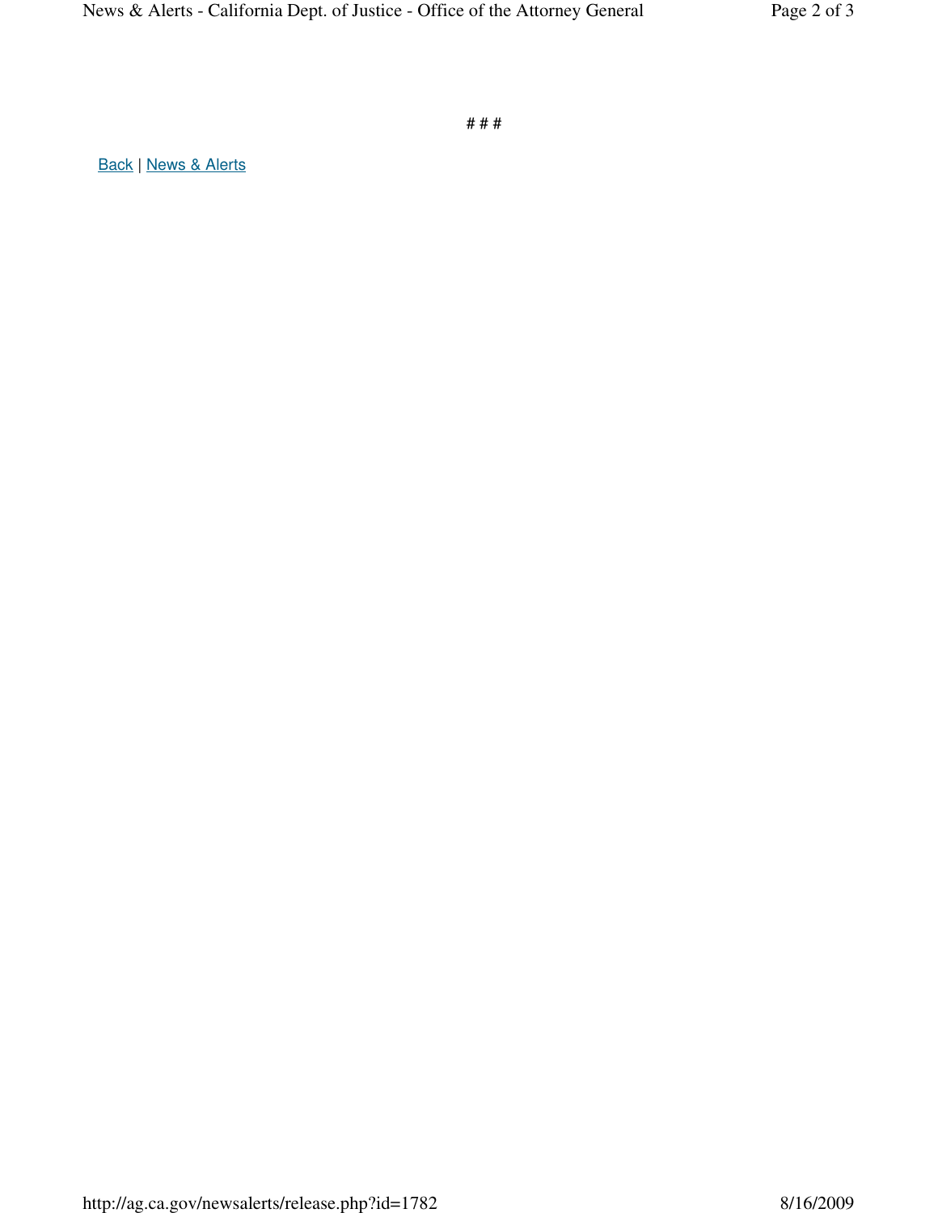# # #

Back | News & Alerts